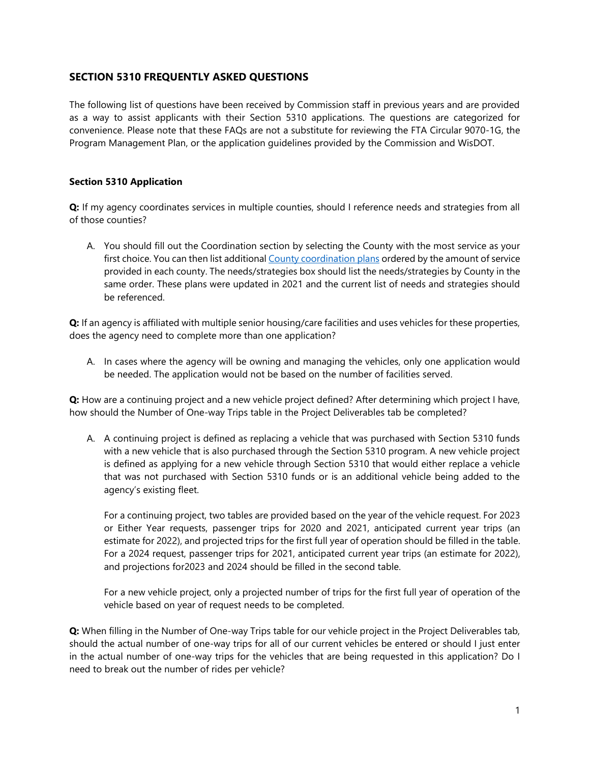## SECTION 5310 FREQUENTLY ASKED QUESTIONS

The following list of questions have been received by Commission staff in previous years and are provided as a way to assist applicants with their Section 5310 applications. The questions are categorized for convenience. Please note that these FAQs are not a substitute for reviewing the FTA Circular 9070-1G, the Program Management Plan, or the application guidelines provided by the Commission and WisDOT.

### Section 5310 Application

**Q:** If my agency coordinates services in multiple counties, should I reference needs and strategies from all of those counties?

A. You should fill out the Coordination section by selecting the County with the most service as your first choice. You can then list additional County coordination plans ordered by the amount of service provided in each county. The needs/strategies box should list the needs/strategies by County in the same order. These plans were updated in 2021 and the current list of needs and strategies should be referenced.

**Q:** If an agency is affiliated with multiple senior housing/care facilities and uses vehicles for these properties, does the agency need to complete more than one application?

A. In cases where the agency will be owning and managing the vehicles, only one application would be needed. The application would not be based on the number of facilities served.

**Q:** How are a continuing project and a new vehicle project defined? After determining which project I have, how should the Number of One-way Trips table in the Project Deliverables tab be completed?

A. A continuing project is defined as replacing a vehicle that was purchased with Section 5310 funds with a new vehicle that is also purchased through the Section 5310 program. A new vehicle project is defined as applying for a new vehicle through Section 5310 that would either replace a vehicle that was not purchased with Section 5310 funds or is an additional vehicle being added to the agency's existing fleet.

   For a continuing project, two tables are provided based on the year of the vehicle request. For 2023 or Either Year requests, passenger trips for 2020 and 2021, anticipated current year trips (an estimate for 2022), and projected trips for the first full year of operation should be filled in the table. For a 2024 request, passenger trips for 2021, anticipated current year trips (an estimate for 2022), and projections for2023 and 2024 should be filled in the second table.

   For a new vehicle project, only a projected number of trips for the first full year of operation of the vehicle based on year of request needs to be completed.

**Q:** When filling in the Number of One-way Trips table for our vehicle project in the Project Deliverables tab, should the actual number of one-way trips for all of our current vehicles be entered or should I just enter in the actual number of one-way trips for the vehicles that are being requested in this application? Do I need to break out the number of rides per vehicle?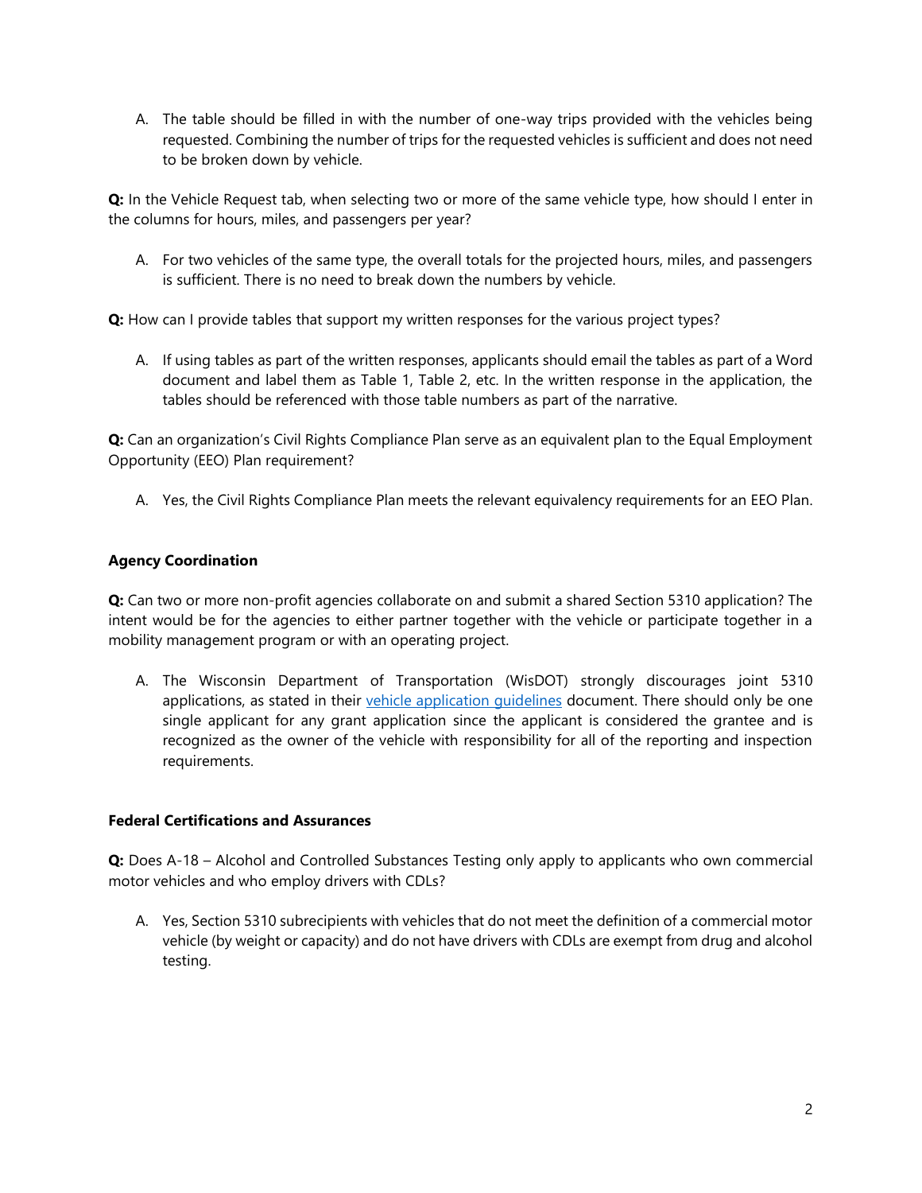A. The table should be filled in with the number of one-way trips provided with the vehicles being requested. Combining the number of trips for the requested vehicles is sufficient and does not need to be broken down by vehicle.

**Q:** In the Vehicle Request tab, when selecting two or more of the same vehicle type, how should I enter in the columns for hours, miles, and passengers per year?

A. For two vehicles of the same type, the overall totals for the projected hours, miles, and passengers is sufficient. There is no need to break down the numbers by vehicle.

**Q:** How can I provide tables that support my written responses for the various project types?

A. If using tables as part of the written responses, applicants should email the tables as part of a Word document and label them as Table 1, Table 2, etc. In the written response in the application, the tables should be referenced with those table numbers as part of the narrative.

**Q:** Can an organization's Civil Rights Compliance Plan serve as an equivalent plan to the Equal Employment Opportunity (EEO) Plan requirement?

A. Yes, the Civil Rights Compliance Plan meets the relevant equivalency requirements for an EEO Plan.

**Agency Coordination**

**Q:** Can two or more non-profit agencies collaborate on and submit a shared Section 5310 application? The intent would be for the agencies to either partner together with the vehicle or participate together in a mobility management program or with an operating project.

A. The Wisconsin Department of Transportation (WisDOT) strongly discourages joint 5310 applications, as stated in their vehicle application guidelines document. There should only be one single applicant for any grant application since the applicant is considered the grantee and is recognized as the owner of the vehicle with responsibility for all of the reporting and inspection requirements.

**Federal Certifications and Assurances**

**Q:** Does A-18 – Alcohol and Controlled Substances Testing only apply to applicants who own commercial motor vehicles and who employ drivers with CDLs?

A. Yes, Section 5310 subrecipients with vehicles that do not meet the definition of a commercial motor vehicle (by weight or capacity) and do not have drivers with CDLs are exempt from drug and alcohol testing.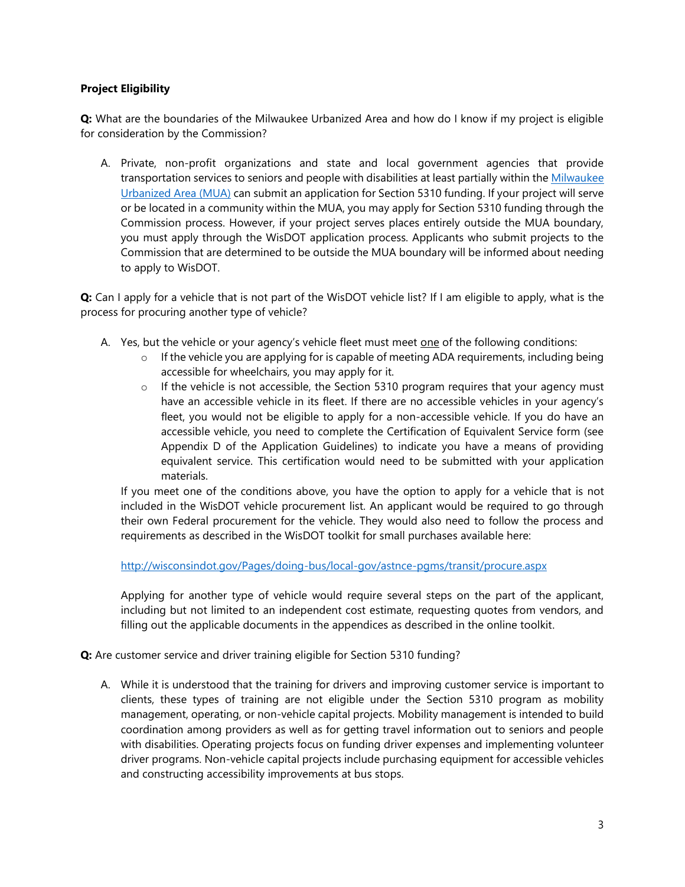**Project Eligibility**

**Q:** What are the boundaries of the Milwaukee Urbanized Area and how do I know if my project is eligible for consideration by the Commission?

A. Private, non-profit organizations and state and local government agencies that provide transportation services to seniors and people with disabilities at least partially within the [Milwaukee Urbanized Area (MUA)]() can submit an application for Section 5310 funding. If your project will serve or be located in a community within the MUA, you may apply for Section 5310 funding through the Commission process. However, if your project serves places entirely outside the MUA boundary, you must apply through the WisDOT application process. Applicants who submit projects to the Commission that are determined to be outside the MUA boundary will be informed about needing to apply to WisDOT.

**Q:** Can I apply for a vehicle that is not part of the WisDOT vehicle list? If I am eligible to apply, what is the process for procuring another type of vehicle?

A. Yes, but the vehicle or your agency's vehicle fleet must meet one of the following conditions:
   - If the vehicle you are applying for is capable of meeting ADA requirements, including being accessible for wheelchairs, you may apply for it.
   - If the vehicle is not accessible, the Section 5310 program requires that your agency must have an accessible vehicle in its fleet. If there are no accessible vehicles in your agency's fleet, you would not be eligible to apply for a non-accessible vehicle. If you do have an accessible vehicle, you need to complete the Certification of Equivalent Service form (see Appendix D of the Application Guidelines) to indicate you have a means of providing equivalent service. This certification would need to be submitted with your application materials.

   If you meet one of the conditions above, you have the option to apply for a vehicle that is not included in the WisDOT vehicle procurement list. An applicant would be required to go through their own Federal procurement for the vehicle. They would also need to follow the process and requirements as described in the WisDOT toolkit for small purchases available here:

   [http://wisconsindot.gov/Pages/doing-bus/local-gov/astnce-pgms/transit/procure.aspx](http://wisconsindot.gov/Pages/doing-bus/local-gov/astnce-pgms/transit/procure.aspx)

   Applying for another type of vehicle would require several steps on the part of the applicant, including but not limited to an independent cost estimate, requesting quotes from vendors, and filling out the applicable documents in the appendices as described in the online toolkit.

**Q:** Are customer service and driver training eligible for Section 5310 funding?

A. While it is understood that the training for drivers and improving customer service is important to clients, these types of training are not eligible under the Section 5310 program as mobility management, operating, or non-vehicle capital projects. Mobility management is intended to build coordination among providers as well as for getting travel information out to seniors and people with disabilities. Operating projects focus on funding driver expenses and implementing volunteer driver programs. Non-vehicle capital projects include purchasing equipment for accessible vehicles and constructing accessibility improvements at bus stops.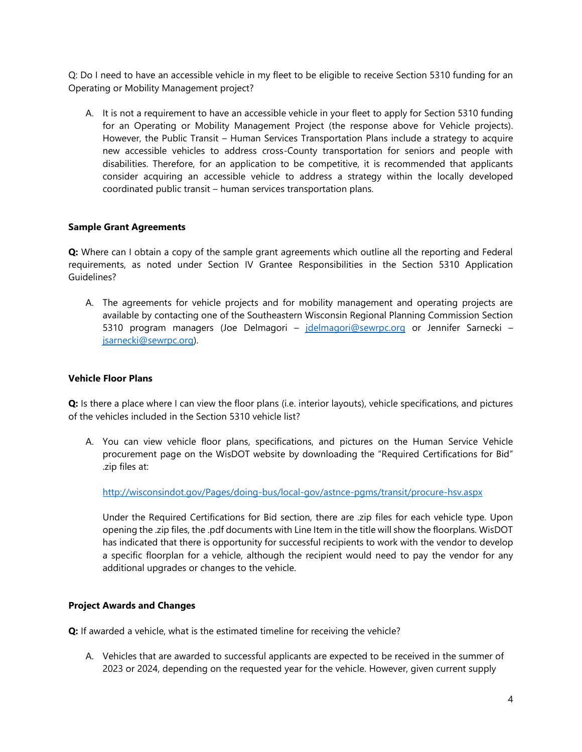Q: Do I need to have an accessible vehicle in my fleet to be eligible to receive Section 5310 funding for an Operating or Mobility Management project?

A. It is not a requirement to have an accessible vehicle in your fleet to apply for Section 5310 funding for an Operating or Mobility Management Project (the response above for Vehicle projects). However, the Public Transit – Human Services Transportation Plans include a strategy to acquire new accessible vehicles to address cross-County transportation for seniors and people with disabilities. Therefore, for an application to be competitive, it is recommended that applicants consider acquiring an accessible vehicle to address a strategy within the locally developed coordinated public transit – human services transportation plans.

**Sample Grant Agreements**

**Q:** Where can I obtain a copy of the sample grant agreements which outline all the reporting and Federal requirements, as noted under Section IV Grantee Responsibilities in the Section 5310 Application Guidelines?

A. The agreements for vehicle projects and for mobility management and operating projects are available by contacting one of the Southeastern Wisconsin Regional Planning Commission Section 5310 program managers (Joe Delmagori – jdelmagori@sewrpc.org or Jennifer Sarnecki – jsarnecki@sewrpc.org).

**Vehicle Floor Plans**

**Q:** Is there a place where I can view the floor plans (i.e. interior layouts), vehicle specifications, and pictures of the vehicles included in the Section 5310 vehicle list?

A. You can view vehicle floor plans, specifications, and pictures on the Human Service Vehicle procurement page on the WisDOT website by downloading the "Required Certifications for Bid" .zip files at:

   http://wisconsindot.gov/Pages/doing-bus/local-gov/astnce-pgms/transit/procure-hsv.aspx

   Under the Required Certifications for Bid section, there are .zip files for each vehicle type. Upon opening the .zip files, the .pdf documents with Line Item in the title will show the floorplans. WisDOT has indicated that there is opportunity for successful recipients to work with the vendor to develop a specific floorplan for a vehicle, although the recipient would need to pay the vendor for any additional upgrades or changes to the vehicle.

**Project Awards and Changes**

**Q:** If awarded a vehicle, what is the estimated timeline for receiving the vehicle?

A. Vehicles that are awarded to successful applicants are expected to be received in the summer of 2023 or 2024, depending on the requested year for the vehicle. However, given current supply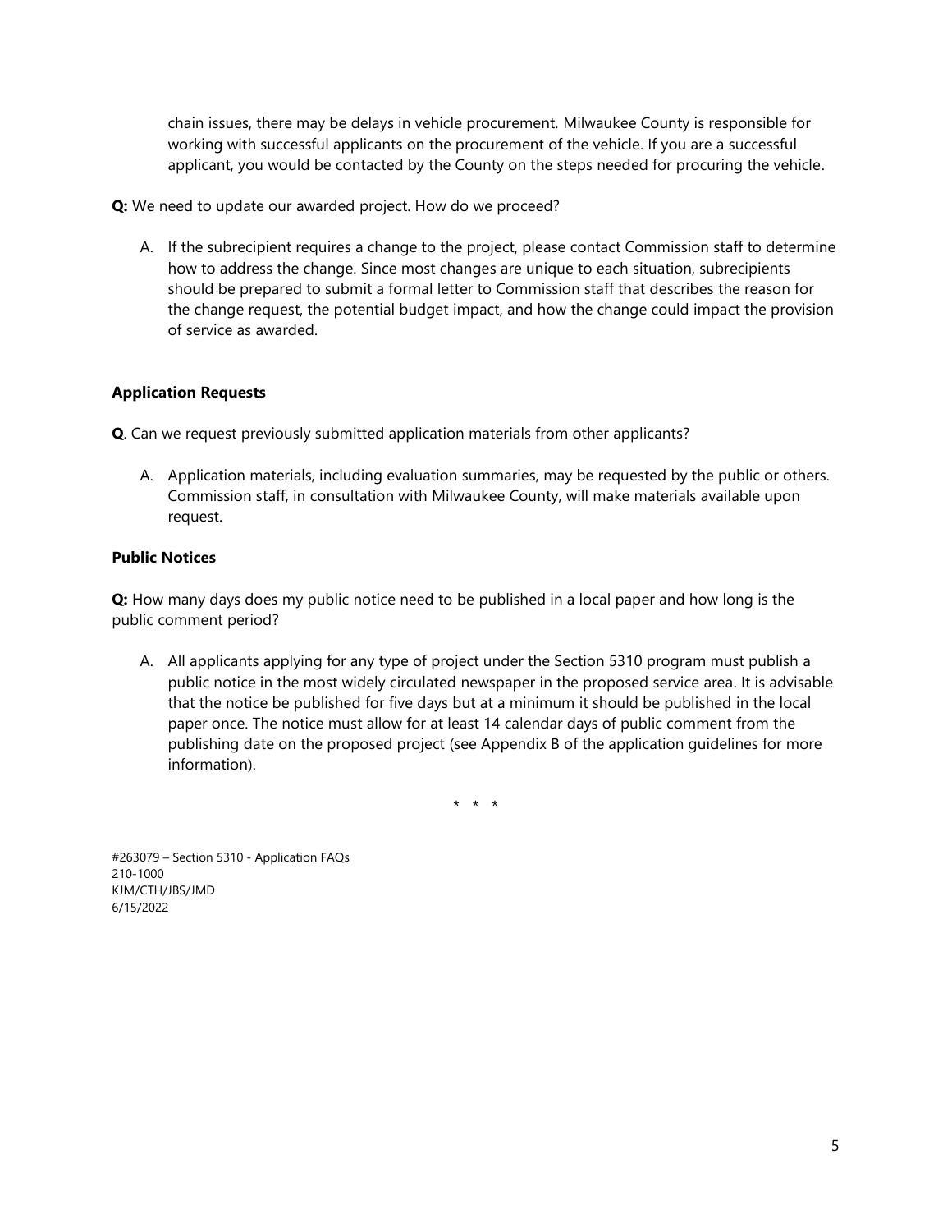chain issues, there may be delays in vehicle procurement. Milwaukee County is responsible for working with successful applicants on the procurement of the vehicle. If you are a successful applicant, you would be contacted by the County on the steps needed for procuring the vehicle.

**Q:** We need to update our awarded project. How do we proceed?

A. If the subrecipient requires a change to the project, please contact Commission staff to determine how to address the change. Since most changes are unique to each situation, subrecipients should be prepared to submit a formal letter to Commission staff that describes the reason for the change request, the potential budget impact, and how the change could impact the provision of service as awarded.

**Application Requests**

**Q**. Can we request previously submitted application materials from other applicants?

A. Application materials, including evaluation summaries, may be requested by the public or others. Commission staff, in consultation with Milwaukee County, will make materials available upon request.

**Public Notices**

**Q:** How many days does my public notice need to be published in a local paper and how long is the public comment period?

A. All applicants applying for any type of project under the Section 5310 program must publish a public notice in the most widely circulated newspaper in the proposed service area. It is advisable that the notice be published for five days but at a minimum it should be published in the local paper once. The notice must allow for at least 14 calendar days of public comment from the publishing date on the proposed project (see Appendix B of the application guidelines for more information).

\* \* \*

#263079 – Section 5310 - Application FAQs
210-1000
KJM/CTH/JBS/JMD
6/15/2022